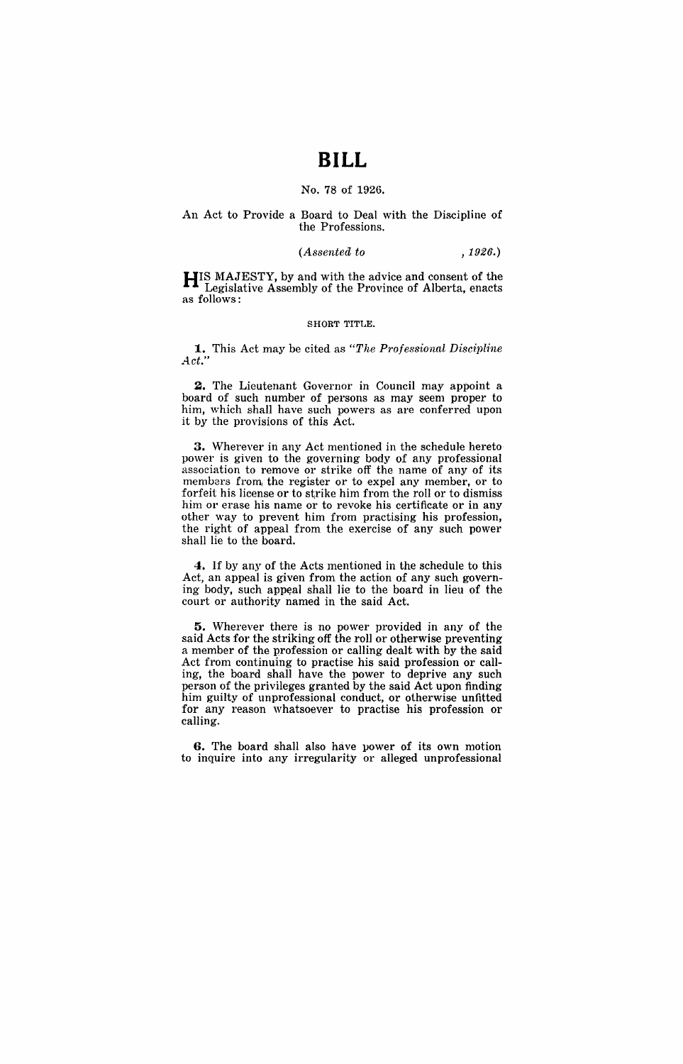# BILL

No. 78 of 1926.

An Act to Provide a Board to Deal with the Discipline of the Professions.

*(Assented to , 1926.)*

HIS MAJESTY, by and with the advice and consent of the Legislative Assembly of the Province of Alberta, enacts as follows:

SHORT TITLE.

**1.** This Act may be cited as *"The Professional Discipline Act."*

**2.** The Lieutenant Governor in Council may appoint a board of such number of persons as may seem proper to him, which shall have such powers as are conferred upon it by the provisions of this Act.

**3.** Wherever in any Act mentioned in the schedule hereto power is given to the governing body of any professional association to remove or strike off the name of any of its members from the register or to expel any member, or to forfeit his license or to strike him from the roll or to dismiss him or erase his name or to revoke his certificate or in any other way to prevent him from practising his profession, the right of appeal from the exercise of any such power shall lie to the board.

**4.** If by any of the Acts mentioned in the schedule to this Act, an appeal is given from the action of any such governing body, such appeal shall lie to the board in lieu of the court or authority named in the said Act.

**5.** Wherever there is no power provided in any of the said Acts for the striking off the roll or otherwise preventing a member of the profession or calling dealt with by the said Act from continuing to practise his said profession or calling, the board shall have the power to deprive any such person of the privileges granted by the said Act upon finding him guilty of unprofessional conduct, or otherwise unfitted for any reason whatsoever to practise his profession or calling.

**6.** The board shall also have power of its own motion to inquire into any irregularity or alleged unprofessional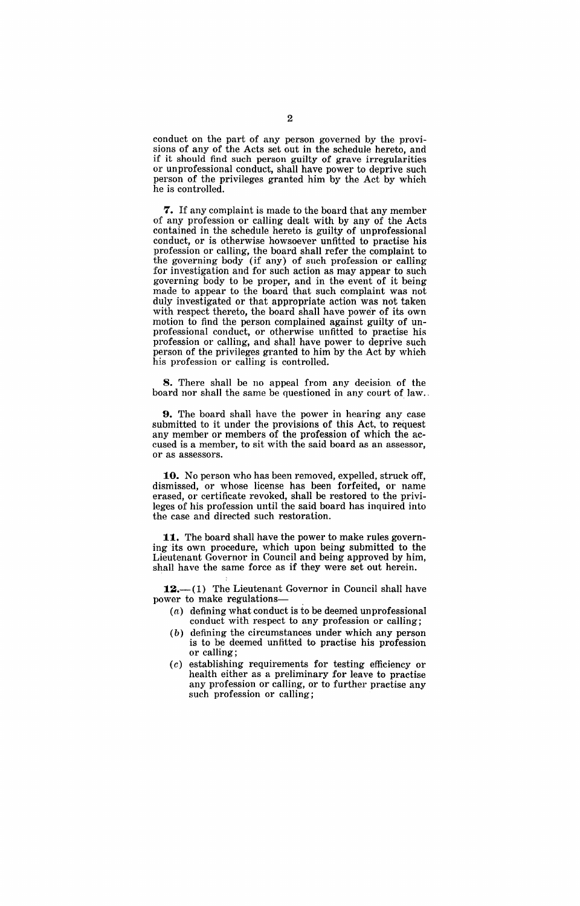conduct on the part of any person governed by the provisions of any of the Acts set out in the schedule hereto, and if it should find such person guilty of grave irregularities or unprofessional conduct, shall have power to deprive such person of the privileges granted him by the Act by which he is controlled.

**7.** If any complaint is made to the board that any member of any profession or calling dealt with by any of the Acts contained in the schedule hereto is guilty of unprofessional conduct, or is otherwise howsoever unfitted to practise his profession or calling, the board shall refer the complaint to the governing body (if any) of such profession or calling for investigation and for such action as may appear to such governing body to be proper, and in the event of it being made to appear to the board that such complaint was not duly investigated or that appropriate action was not taken with respect thereto, the board shall have power of its own motion to find the person complained against guilty of unprofessional conduct, or otherwise unfitted to practise his profession or calling, and shall have power to deprive such person of the privileges granted to him by the Act by which his profession or calling is controlled.

**8.** There shall be no appeal from any decision of the board nor shall the same be questioned in any court of law.

**9.** The board shall have the power in hearing any case submitted to it under the provisions of this Act, to request any member or members of the profession of which the accused is a member, to sit with the said board as an assessor, or as assessors.

**10.** No person who has been removed, expelled, struck off, dismissed, or whose license has been forfeited, or name erased, or certificate revoked, shall be restored to the privileges of his profession until the said board has inquired into the case and directed such restoration.

**11.** The board shall have the power to make rules governing its own procedure, which upon being submitted to the Lieutenant Governor in Council and being approved by him, shall have the same force as if they were set out herein.

**12.**—(1) The Lieutenant Governor in Council shall have power to make regulations—

- (*a*) defining what conduct is to be deemed unprofessional conduct with respect to any profession or calling;
- (*b*) defining the circumstances under which any person is to be deemed unfitted to practise his profession or calling;
- (*c*) establishing requirements for testing efficiency or health either as a preliminary for leave to practise any profession or calling, or to further practise any such profession or calling;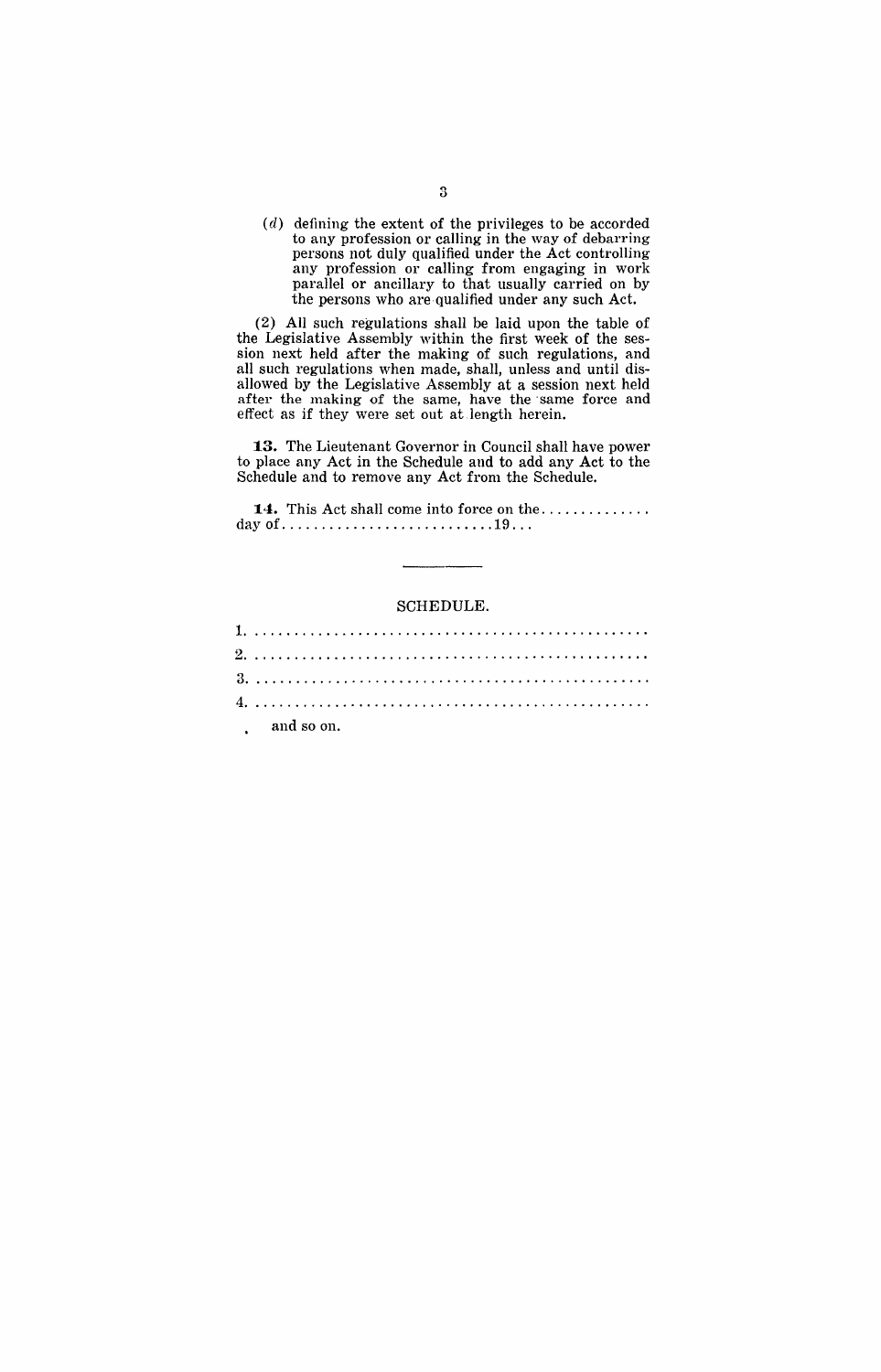(*d*) defining the extent of the privileges to be accorded to any profession or calling in the way of debarring persons not duly qualified under the Act controlling any profession or calling from engaging in work parallel or ancillary to that usually carried on by the persons who are qualified under any such Act.

(2) All such regulations shall be laid upon the table of the Legislative Assembly within the first week of the session next held after the making of such regulations, and all such regulations when made, shall, unless and until disallowed by the Legislative Assembly at a session next held after the making of the same, have the same force and effect as if they were set out at length herein.

**13.** The Lieutenant Governor in Council shall have power to place any Act in the Schedule and to add any Act to the Schedule and to remove any Act from the Schedule.

**14.** This Act shall come into force on the............. day of..........................19...

---

SCHEDULE.

1. ..................................................
2. ..................................................
3. ..................................................
4. ..................................................

and so on.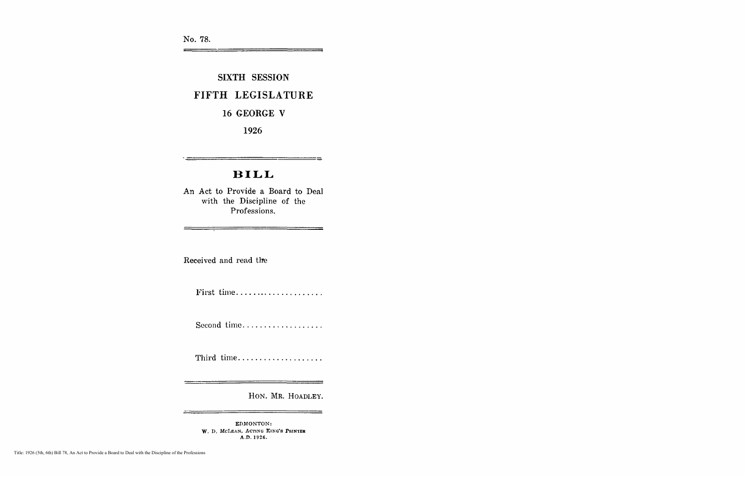No. 78.

# SIXTH SESSION

# FIFTH LEGISLATURE

## 16 GEORGE V

## 1926

# BILL

An Act to Provide a Board to Deal with the Discipline of the Professions.

Received and read the

First time....................

Second time..................

Third time...................

HON. MR. HOADLEY.

EDMONTON:
W. D. McLEAN, ACTING KING'S PRINTER
A.D. 1926.

Title: 1926 (5th, 6th) Bill 78, An Act to Provide a Board to Deal with the Discipline of the Professions